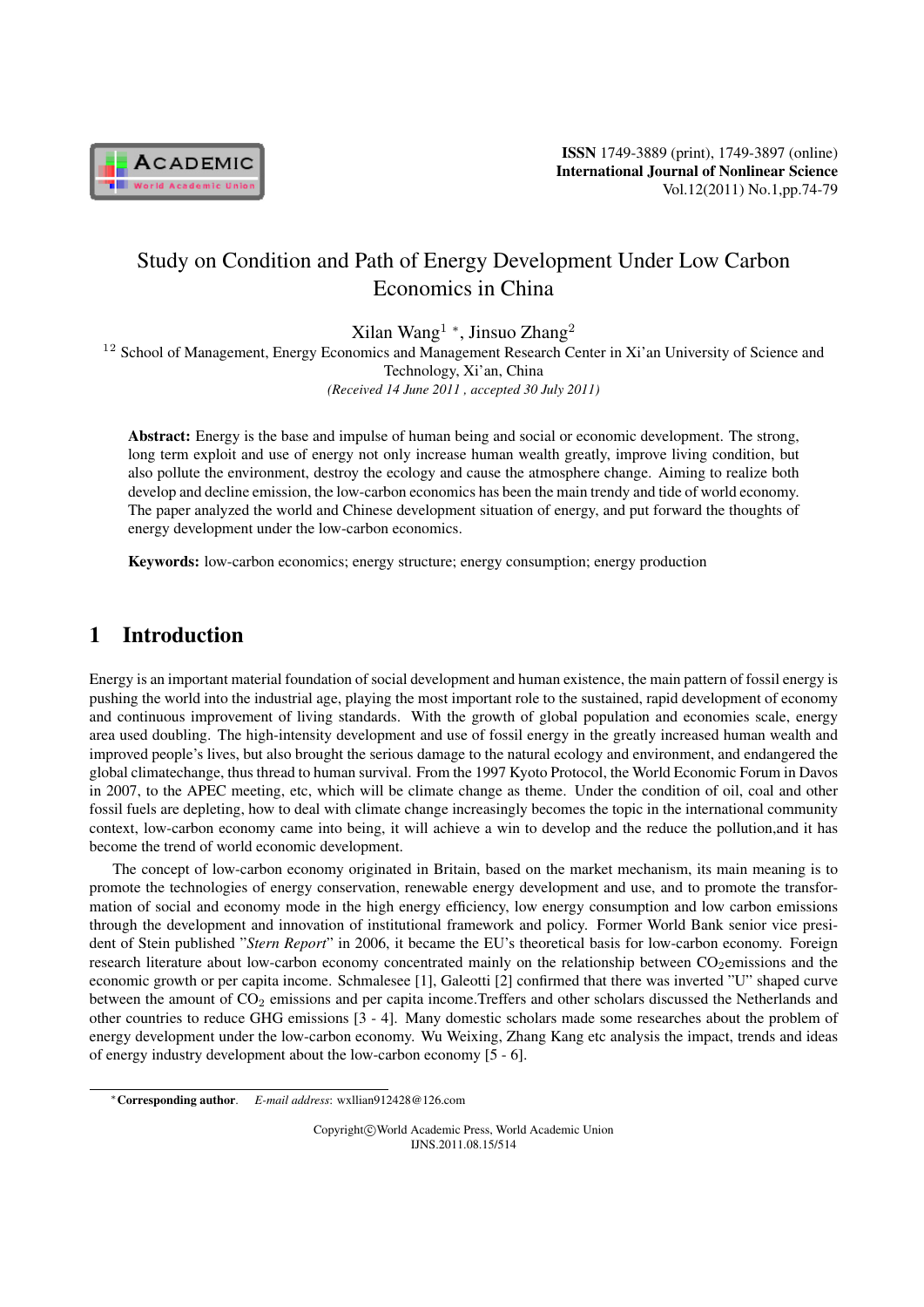# Study on Condition and Path of Energy Development Under Low Carbon Economics in China

Xilan Wang[1] *, Jinsuo Zhang[2]

[1 2] School of Management, Energy Economics and Management Research Center in Xi'an University of Science and Technology, Xi'an, China

*(Received 14 June 2011 , accepted 30 July 2011)*

**Abstract:** Energy is the base and impulse of human being and social or economic development. The strong, long term exploit and use of energy not only increase human wealth greatly, improve living condition, but also pollute the environment, destroy the ecology and cause the atmosphere change. Aiming to realize both develop and decline emission, the low-carbon economics has been the main trendy and tide of world economy. The paper analyzed the world and Chinese development situation of energy, and put forward the thoughts of energy development under the low-carbon economics.

**Keywords:** low-carbon economics; energy structure; energy consumption; energy production

## 1 Introduction

Energy is an important material foundation of social development and human existence, the main pattern of fossil energy is pushing the world into the industrial age, playing the most important role to the sustained, rapid development of economy and continuous improvement of living standards. With the growth of global population and economies scale, energy area used doubling. The high-intensity development and use of fossil energy in the greatly increased human wealth and improved people's lives, but also brought the serious damage to the natural ecology and environment, and endangered the global climatechange, thus thread to human survival. From the 1997 Kyoto Protocol, the World Economic Forum in Davos in 2007, to the APEC meeting, etc, which will be climate change as theme. Under the condition of oil, coal and other fossil fuels are depleting, how to deal with climate change increasingly becomes the topic in the international community context, low-carbon economy came into being, it will achieve a win to develop and the reduce the pollution,and it has become the trend of world economic development.

The concept of low-carbon economy originated in Britain, based on the market mechanism, its main meaning is to promote the technologies of energy conservation, renewable energy development and use, and to promote the transformation of social and economy mode in the high energy efficiency, low energy consumption and low carbon emissions through the development and innovation of institutional framework and policy. Former World Bank senior vice president of Stein published "*Stern Report*" in 2006, it became the EU's theoretical basis for low-carbon economy. Foreign research literature about low-carbon economy concentrated mainly on the relationship between $CO_2$emissions and the economic growth or per capita income. Schmalesee [1], Galeotti [2] confirmed that there was inverted "U" shaped curve between the amount of $CO_2$ emissions and per capita income.Treffers and other scholars discussed the Netherlands and other countries to reduce GHG emissions [3 - 4]. Many domestic scholars made some researches about the problem of energy development under the low-carbon economy. Wu Weixing, Zhang Kang etc analysis the impact, trends and ideas of energy industry development about the low-carbon economy [5 - 6].

*Corresponding author. *E-mail address*: wxllian912428@126.com

Copyright©World Academic Press, World Academic Union
IJNS.2011.08.15/514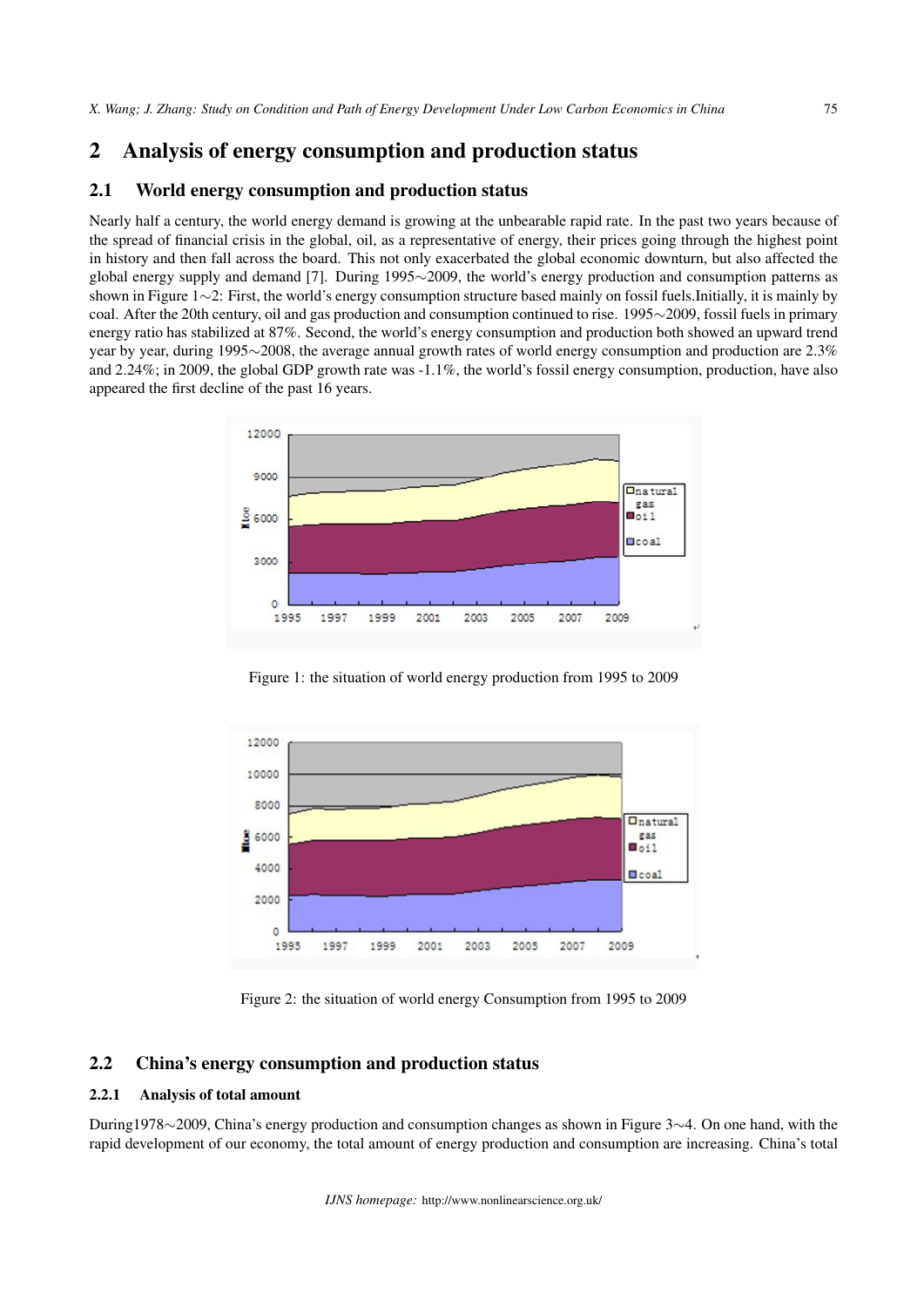## 2 Analysis of energy consumption and production status

### 2.1 World energy consumption and production status

Nearly half a century, the world energy demand is growing at the unbearable rapid rate. In the past two years because of the spread of financial crisis in the global, oil, as a representative of energy, their prices going through the highest point in history and then fall across the board. This not only exacerbated the global economic downturn, but also affected the global energy supply and demand [7]. During 1995∼2009, the world's energy production and consumption patterns as shown in Figure 1∼2: First, the world's energy consumption structure based mainly on fossil fuels.Initially, it is mainly by coal. After the 20th century, oil and gas production and consumption continued to rise. 1995∼2009, fossil fuels in primary energy ratio has stabilized at 87%. Second, the world's energy consumption and production both showed an upward trend year by year, during 1995∼2008, the average annual growth rates of world energy consumption and production are 2.3% and 2.24%; in 2009, the global GDP growth rate was -1.1%, the world's fossil energy consumption, production, have also appeared the first decline of the past 16 years.

Figure 1: the situation of world energy production from 1995 to 2009

Figure 2: the situation of world energy Consumption from 1995 to 2009

### 2.2 China's energy consumption and production status

#### 2.2.1 Analysis of total amount

During1978∼2009, China's energy production and consumption changes as shown in Figure 3∼4. On one hand, with the rapid development of our economy, the total amount of energy production and consumption are increasing. China's total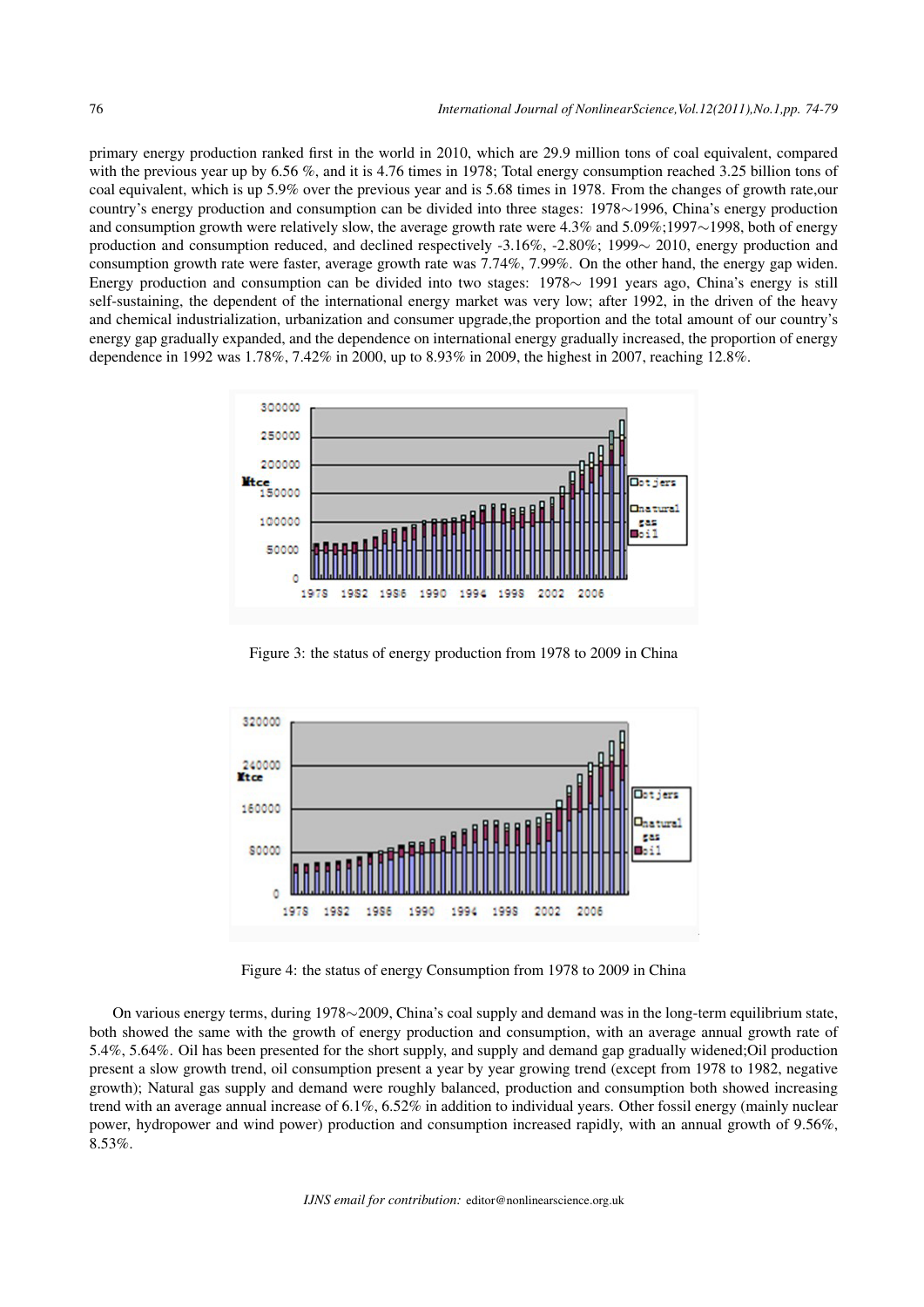primary energy production ranked first in the world in 2010, which are 29.9 million tons of coal equivalent, compared with the previous year up by 6.56 %, and it is 4.76 times in 1978; Total energy consumption reached 3.25 billion tons of coal equivalent, which is up 5.9% over the previous year and is 5.68 times in 1978. From the changes of growth rate,our country's energy production and consumption can be divided into three stages: 1978∼1996, China's energy production and consumption growth were relatively slow, the average growth rate were 4.3% and 5.09%;1997∼1998, both of energy production and consumption reduced, and declined respectively -3.16%, -2.80%; 1999∼ 2010, energy production and consumption growth rate were faster, average growth rate was 7.74%, 7.99%. On the other hand, the energy gap widen. Energy production and consumption can be divided into two stages: 1978∼ 1991 years ago, China's energy is still self-sustaining, the dependent of the international energy market was very low; after 1992, in the driven of the heavy and chemical industrialization, urbanization and consumer upgrade,the proportion and the total amount of our country's energy gap gradually expanded, and the dependence on international energy gradually increased, the proportion of energy dependence in 1992 was 1.78%, 7.42% in 2000, up to 8.93% in 2009, the highest in 2007, reaching 12.8%.

Figure 3: the status of energy production from 1978 to 2009 in China

Figure 4: the status of energy Consumption from 1978 to 2009 in China

On various energy terms, during 1978∼2009, China's coal supply and demand was in the long-term equilibrium state, both showed the same with the growth of energy production and consumption, with an average annual growth rate of 5.4%, 5.64%. Oil has been presented for the short supply, and supply and demand gap gradually widened;Oil production present a slow growth trend, oil consumption present a year by year growing trend (except from 1978 to 1982, negative growth); Natural gas supply and demand were roughly balanced, production and consumption both showed increasing trend with an average annual increase of 6.1%, 6.52% in addition to individual years. Other fossil energy (mainly nuclear power, hydropower and wind power) production and consumption increased rapidly, with an annual growth of 9.56%, 8.53%.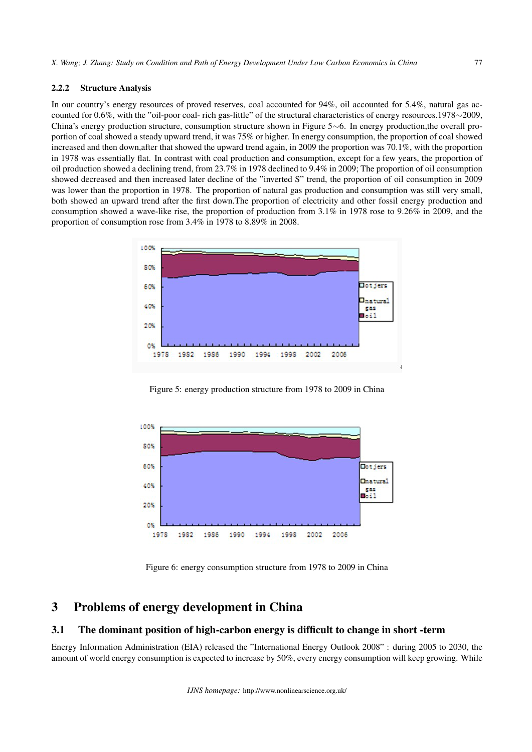#### 2.2.2 Structure Analysis

In our country's energy resources of proved reserves, coal accounted for 94%, oil accounted for 5.4%, natural gas accounted for 0.6%, with the "oil-poor coal- rich gas-little" of the structural characteristics of energy resources.1978∼2009, China's energy production structure, consumption structure shown in Figure 5∼6. In energy production,the overall proportion of coal showed a steady upward trend, it was 75% or higher. In energy consumption, the proportion of coal showed increased and then down,after that showed the upward trend again, in 2009 the proportion was 70.1%, with the proportion in 1978 was essentially flat. In contrast with coal production and consumption, except for a few years, the proportion of oil production showed a declining trend, from 23.7% in 1978 declined to 9.4% in 2009; The proportion of oil consumption showed decreased and then increased later decline of the "inverted S" trend, the proportion of oil consumption in 2009 was lower than the proportion in 1978. The proportion of natural gas production and consumption was still very small, both showed an upward trend after the first down.The proportion of electricity and other fossil energy production and consumption showed a wave-like rise, the proportion of production from 3.1% in 1978 rose to 9.26% in 2009, and the proportion of consumption rose from 3.4% in 1978 to 8.89% in 2008.

Figure 5: energy production structure from 1978 to 2009 in China

Figure 6: energy consumption structure from 1978 to 2009 in China

## 3 Problems of energy development in China

### 3.1 The dominant position of high-carbon energy is difficult to change in short -term

Energy Information Administration (EIA) released the "International Energy Outlook 2008" : during 2005 to 2030, the amount of world energy consumption is expected to increase by 50%, every energy consumption will keep growing. While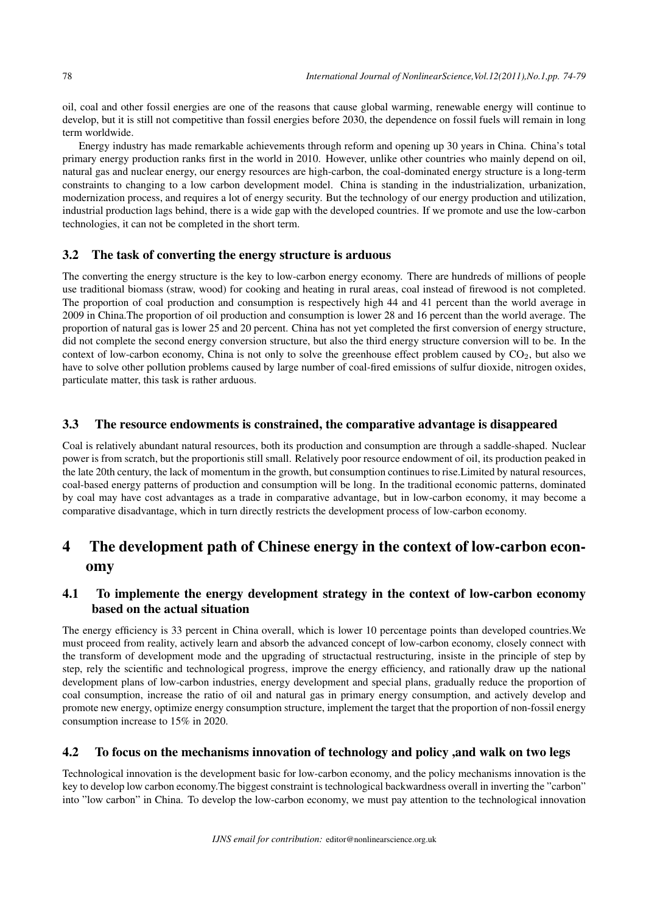oil, coal and other fossil energies are one of the reasons that cause global warming, renewable energy will continue to develop, but it is still not competitive than fossil energies before 2030, the dependence on fossil fuels will remain in long term worldwide.

Energy industry has made remarkable achievements through reform and opening up 30 years in China. China's total primary energy production ranks first in the world in 2010. However, unlike other countries who mainly depend on oil, natural gas and nuclear energy, our energy resources are high-carbon, the coal-dominated energy structure is a long-term constraints to changing to a low carbon development model. China is standing in the industrialization, urbanization, modernization process, and requires a lot of energy security. But the technology of our energy production and utilization, industrial production lags behind, there is a wide gap with the developed countries. If we promote and use the low-carbon technologies, it can not be completed in the short term.

### 3.2 The task of converting the energy structure is arduous

The converting the energy structure is the key to low-carbon energy economy. There are hundreds of millions of people use traditional biomass (straw, wood) for cooking and heating in rural areas, coal instead of firewood is not completed. The proportion of coal production and consumption is respectively high 44 and 41 percent than the world average in 2009 in China.The proportion of oil production and consumption is lower 28 and 16 percent than the world average. The proportion of natural gas is lower 25 and 20 percent. China has not yet completed the first conversion of energy structure, did not complete the second energy conversion structure, but also the third energy structure conversion will to be. In the context of low-carbon economy, China is not only to solve the greenhouse effect problem caused by $CO_2$, but also we have to solve other pollution problems caused by large number of coal-fired emissions of sulfur dioxide, nitrogen oxides, particulate matter, this task is rather arduous.

### 3.3 The resource endowments is constrained, the comparative advantage is disappeared

Coal is relatively abundant natural resources, both its production and consumption are through a saddle-shaped. Nuclear power is from scratch, but the proportionis still small. Relatively poor resource endowment of oil, its production peaked in the late 20th century, the lack of momentum in the growth, but consumption continues to rise.Limited by natural resources, coal-based energy patterns of production and consumption will be long. In the traditional economic patterns, dominated by coal may have cost advantages as a trade in comparative advantage, but in low-carbon economy, it may become a comparative disadvantage, which in turn directly restricts the development process of low-carbon economy.

## 4 The development path of Chinese energy in the context of low-carbon economy

### 4.1 To implemente the energy development strategy in the context of low-carbon economy based on the actual situation

The energy efficiency is 33 percent in China overall, which is lower 10 percentage points than developed countries.We must proceed from reality, actively learn and absorb the advanced concept of low-carbon economy, closely connect with the transform of development mode and the upgrading of structactual restructuring, insiste in the principle of step by step, rely the scientific and technological progress, improve the energy efficiency, and rationally draw up the national development plans of low-carbon industries, energy development and special plans, gradually reduce the proportion of coal consumption, increase the ratio of oil and natural gas in primary energy consumption, and actively develop and promote new energy, optimize energy consumption structure, implement the target that the proportion of non-fossil energy consumption increase to 15% in 2020.

### 4.2 To focus on the mechanisms innovation of technology and policy ,and walk on two legs

Technological innovation is the development basic for low-carbon economy, and the policy mechanisms innovation is the key to develop low carbon economy.The biggest constraint is technological backwardness overall in inverting the "carbon" into "low carbon" in China. To develop the low-carbon economy, we must pay attention to the technological innovation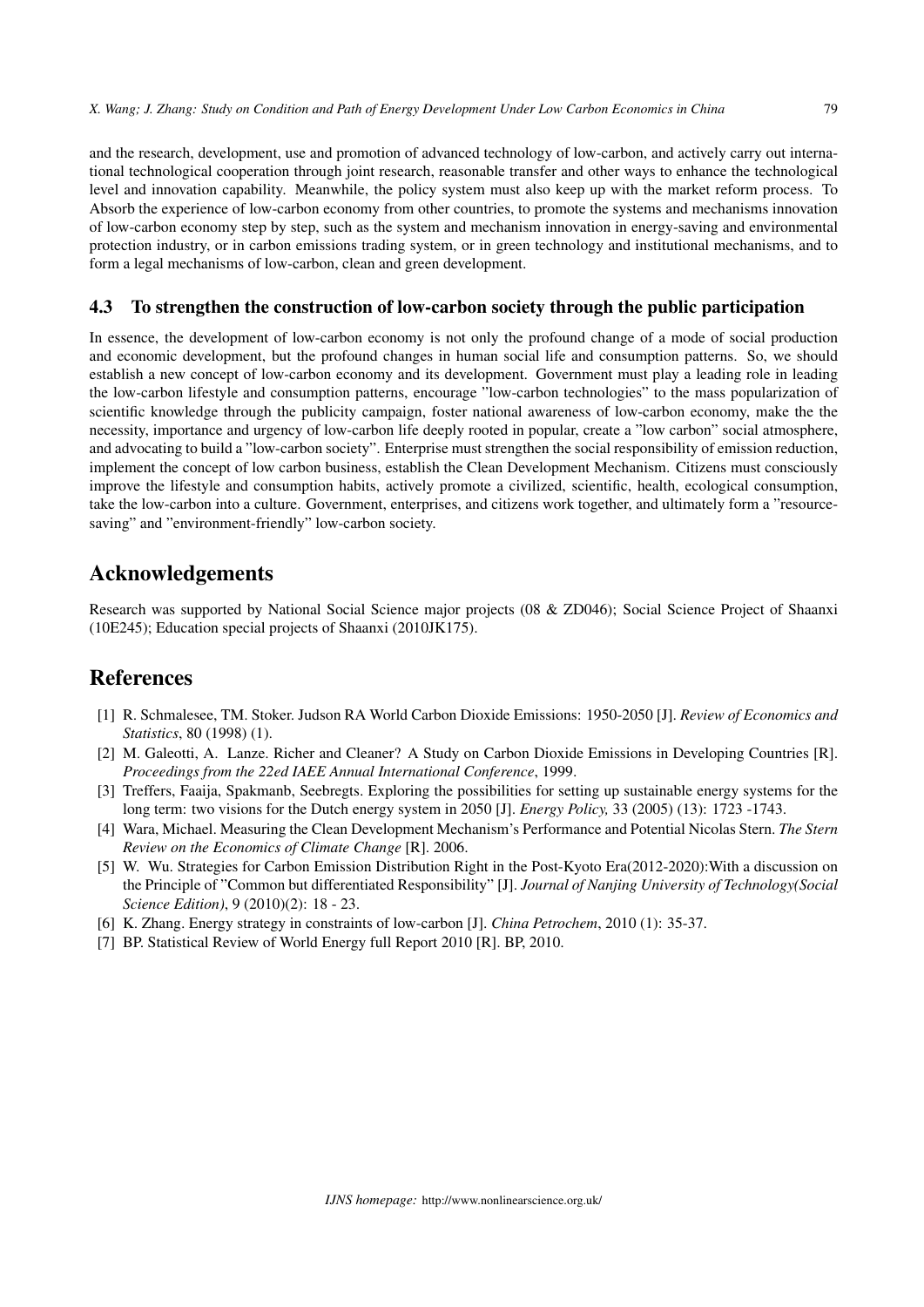and the research, development, use and promotion of advanced technology of low-carbon, and actively carry out international technological cooperation through joint research, reasonable transfer and other ways to enhance the technological level and innovation capability. Meanwhile, the policy system must also keep up with the market reform process. To Absorb the experience of low-carbon economy from other countries, to promote the systems and mechanisms innovation of low-carbon economy step by step, such as the system and mechanism innovation in energy-saving and environmental protection industry, or in carbon emissions trading system, or in green technology and institutional mechanisms, and to form a legal mechanisms of low-carbon, clean and green development.

### 4.3 To strengthen the construction of low-carbon society through the public participation

In essence, the development of low-carbon economy is not only the profound change of a mode of social production and economic development, but the profound changes in human social life and consumption patterns. So, we should establish a new concept of low-carbon economy and its development. Government must play a leading role in leading the low-carbon lifestyle and consumption patterns, encourage "low-carbon technologies" to the mass popularization of scientific knowledge through the publicity campaign, foster national awareness of low-carbon economy, make the the necessity, importance and urgency of low-carbon life deeply rooted in popular, create a "low carbon" social atmosphere, and advocating to build a "low-carbon society". Enterprise must strengthen the social responsibility of emission reduction, implement the concept of low carbon business, establish the Clean Development Mechanism. Citizens must consciously improve the lifestyle and consumption habits, actively promote a civilized, scientific, health, ecological consumption, take the low-carbon into a culture. Government, enterprises, and citizens work together, and ultimately form a "resource-saving" and "environment-friendly" low-carbon society.

## Acknowledgements

Research was supported by National Social Science major projects (08 & ZD046); Social Science Project of Shaanxi (10E245); Education special projects of Shaanxi (2010JK175).

## References

[1] R. Schmalesee, TM. Stoker. Judson RA World Carbon Dioxide Emissions: 1950-2050 [J]. *Review of Economics and Statistics*, 80 (1998) (1).

[2] M. Galeotti, A. Lanze. Richer and Cleaner? A Study on Carbon Dioxide Emissions in Developing Countries [R]. *Proceedings from the 22ed IAEE Annual International Conference*, 1999.

[3] Treffers, Faaija, Spakmanb, Seebregts. Exploring the possibilities for setting up sustainable energy systems for the long term: two visions for the Dutch energy system in 2050 [J]. *Energy Policy,* 33 (2005) (13): 1723 -1743.

[4] Wara, Michael. Measuring the Clean Development Mechanism's Performance and Potential Nicolas Stern. *The Stern Review on the Economics of Climate Change* [R]. 2006.

[5] W. Wu. Strategies for Carbon Emission Distribution Right in the Post-Kyoto Era(2012-2020):With a discussion on the Principle of "Common but differentiated Responsibility" [J]. *Journal of Nanjing University of Technology(Social Science Edition)*, 9 (2010)(2): 18 - 23.

[6] K. Zhang. Energy strategy in constraints of low-carbon [J]. *China Petrochem*, 2010 (1): 35-37.

[7] BP. Statistical Review of World Energy full Report 2010 [R]. BP, 2010.